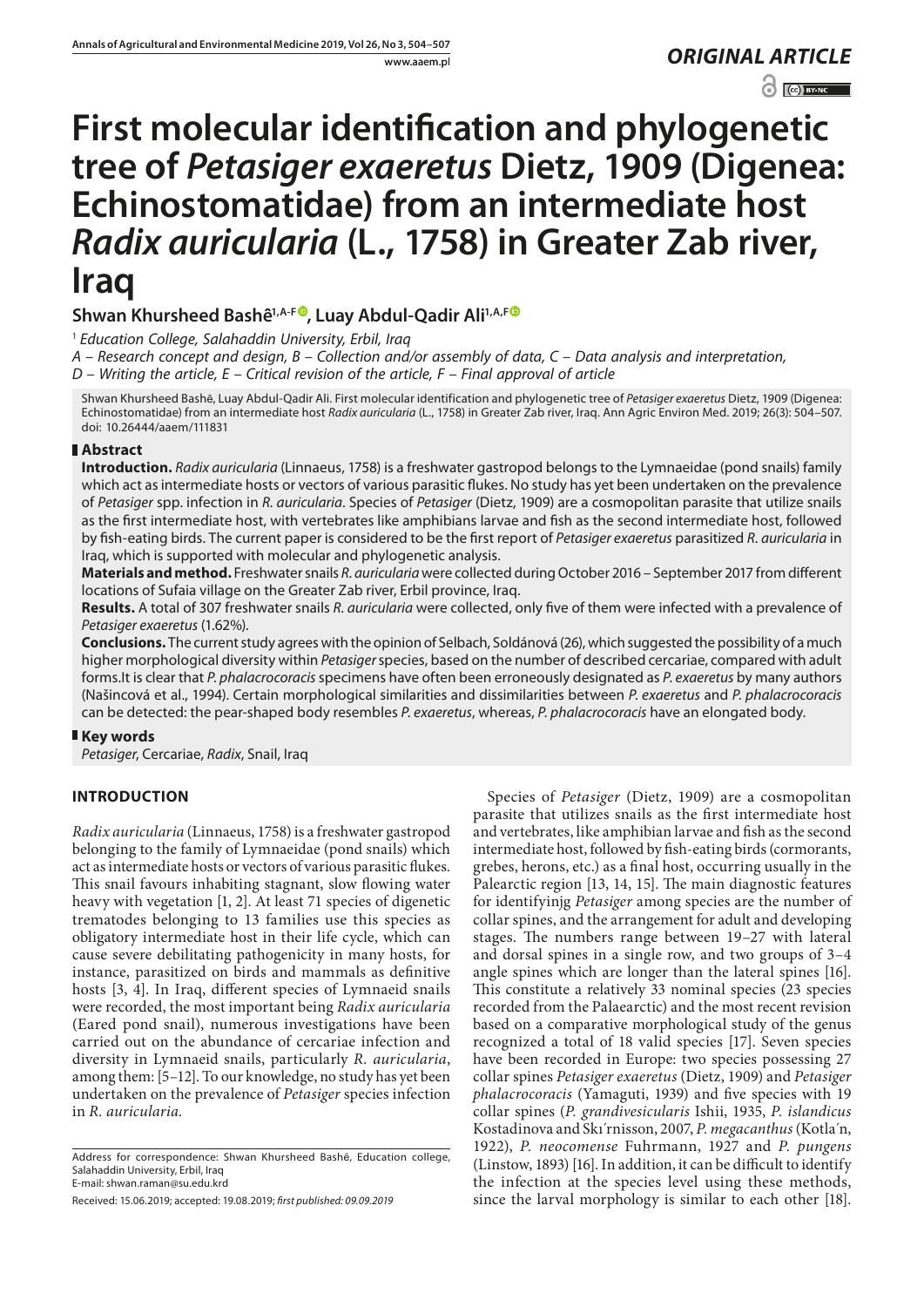*ORIGINAL ARTICLE*

# First molecular identification and phylogenetic tree of *Petasiger exaeretus* Dietz, 1909 (Digenea: Echinostomatidae) from an intermediate host *Radix auricularia* (L., 1758) in Greater Zab river, Iraq

**Shwan Khursheed Bashê[1,A-F], Luay Abdul-Qadir Ali[1,A,F]**

[1] *Education College, Salahaddin University, Erbil, Iraq*

*A – Research concept and design, B – Collection and/or assembly of data, C – Data analysis and interpretation, D – Writing the article, E – Critical revision of the article, F – Final approval of article*

Shwan Khursheed Bashê, Luay Abdul-Qadir Ali. First molecular identification and phylogenetic tree of *Petasiger exaeretus* Dietz, 1909 (Digenea: Echinostomatidae) from an intermediate host *Radix auricularia* (L., 1758) in Greater Zab river, Iraq. Ann Agric Environ Med. 2019; 26(3): 504–507. doi: 10.26444/aaem/111831

## Abstract

**Introduction.** *Radix auricularia* (Linnaeus, 1758) is a freshwater gastropod belongs to the Lymnaeidae (pond snails) family which act as intermediate hosts or vectors of various parasitic flukes. No study has yet been undertaken on the prevalence of *Petasiger* spp. infection in *R. auricularia*. Species of *Petasiger* (Dietz, 1909) are a cosmopolitan parasite that utilize snails as the first intermediate host, with vertebrates like amphibians larvae and fish as the second intermediate host, followed by fish-eating birds. The current paper is considered to be the first report of *Petasiger exaeretus* parasitized *R. auricularia* in Iraq, which is supported with molecular and phylogenetic analysis.

**Materials and method.** Freshwater snails *R. auricularia* were collected during October 2016 – September 2017 from different locations of Sufaia village on the Greater Zab river, Erbil province, Iraq.

**Results.** A total of 307 freshwater snails *R. auricularia* were collected, only five of them were infected with a prevalence of *Petasiger exaeretus* (1.62%).

**Conclusions.** The current study agrees with the opinion of Selbach, Soldánová (26), which suggested the possibility of a much higher morphological diversity within *Petasiger* species, based on the number of described cercariae, compared with adult forms.It is clear that *P. phalacrocoracis* specimens have often been erroneously designated as *P. exaeretus* by many authors (Našincová et al., 1994). Certain morphological similarities and dissimilarities between *P. exaeretus* and *P. phalacrocoracis* can be detected: the pear-shaped body resembles *P. exaeretus*, whereas, *P. phalacrocoracis* have an elongated body.

## Key words

*Petasiger*, Cercariae, *Radix*, Snail, Iraq

## INTRODUCTION

*Radix auricularia* (Linnaeus, 1758) is a freshwater gastropod belonging to the family of Lymnaeidae (pond snails) which act as intermediate hosts or vectors of various parasitic flukes. This snail favours inhabiting stagnant, slow flowing water heavy with vegetation [1, 2]. At least 71 species of digenetic trematodes belonging to 13 families use this species as obligatory intermediate host in their life cycle, which can cause severe debilitating pathogenicity in many hosts, for instance, parasitized on birds and mammals as definitive hosts [3, 4]. In Iraq, different species of Lymnaeid snails were recorded, the most important being *Radix auricularia* (Eared pond snail), numerous investigations have been carried out on the abundance of cercariae infection and diversity in Lymnaeid snails, particularly *R. auricularia*, among them: [5–12]. To our knowledge, no study has yet been undertaken on the prevalence of *Petasiger* species infection in *R. auricularia.*

Species of *Petasiger* (Dietz, 1909) are a cosmopolitan parasite that utilizes snails as the first intermediate host and vertebrates, like amphibian larvae and fish as the second intermediate host, followed by fish-eating birds (cormorants, grebes, herons, etc.) as a final host, occurring usually in the Palearctic region [13, 14, 15]. The main diagnostic features for identifyinjg *Petasiger* among species are the number of collar spines, and the arrangement for adult and developing stages. The numbers range between 19–27 with lateral and dorsal spines in a single row, and two groups of 3–4 angle spines which are longer than the lateral spines [16]. This constitute a relatively 33 nominal species (23 species recorded from the Palaearctic) and the most recent revision based on a comparative morphological study of the genus recognized a total of 18 valid species [17]. Seven species have been recorded in Europe: two species possessing 27 collar spines *Petasiger exaeretus* (Dietz, 1909) and *Petasiger phalacrocoracis* (Yamaguti, 1939) and five species with 19 collar spines (*P. grandivesicularis* Ishii, 1935, *P. islandicus* Kostadinova and Skı´rnisson, 2007, *P. megacanthus* (Kotla´n, 1922), *P. neocomense* Fuhrmann, 1927 and *P. pungens* (Linstow, 1893) [16]. In addition, it can be difficult to identify the infection at the species level using these methods, since the larval morphology is similar to each other [18].

Address for correspondence: Shwan Khursheed Bashê, Education college, Salahaddin University, Erbil, Iraq
E-mail: shwan.raman@su.edu.krd

Received: 15.06.2019; accepted: 19.08.2019; *first published: 09.09.2019*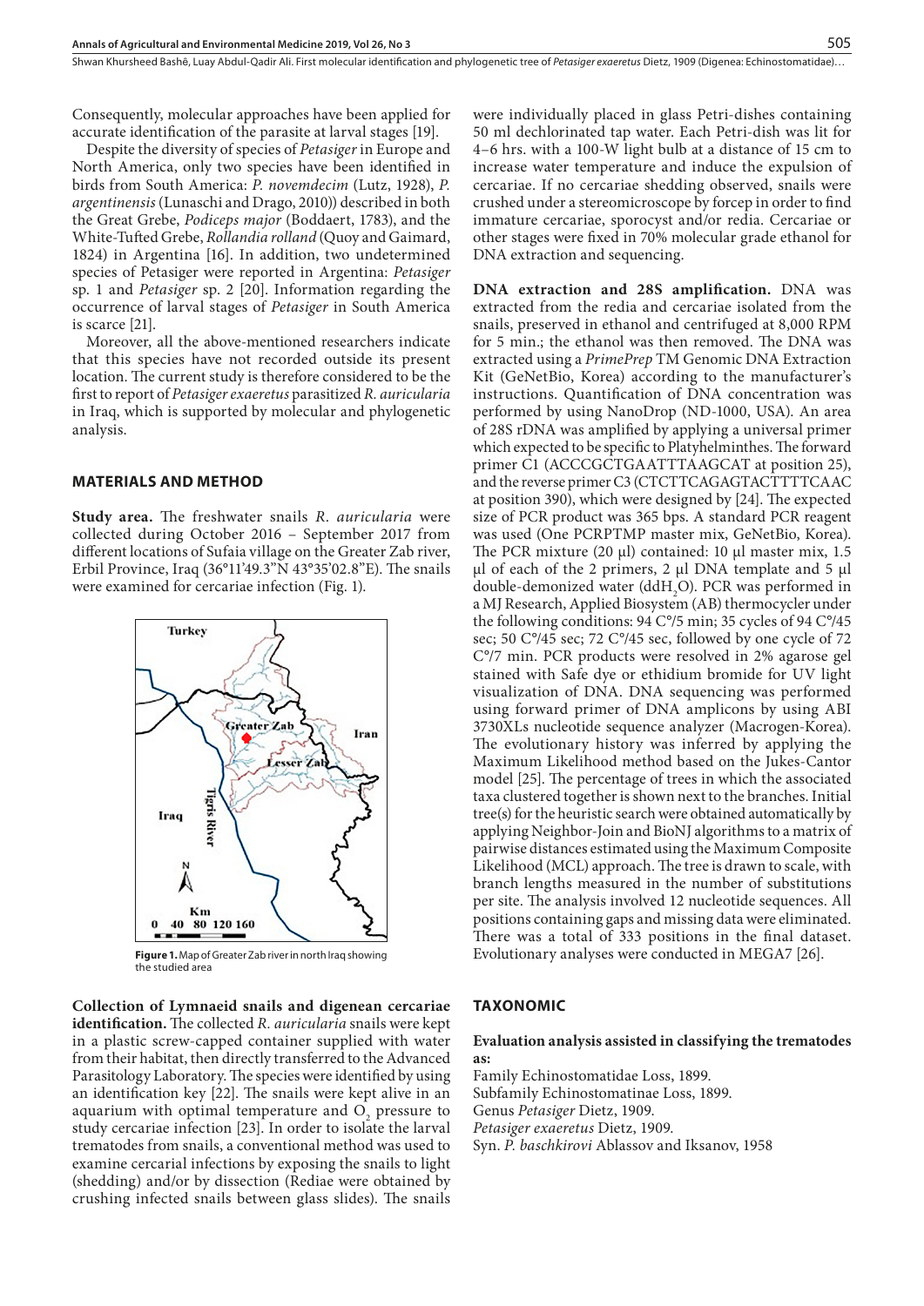Consequently, molecular approaches have been applied for accurate identification of the parasite at larval stages [19].

Despite the diversity of species of *Petasiger* in Europe and North America, only two species have been identified in birds from South America: *P. novemdecim* (Lutz, 1928), *P. argentinensis* (Lunaschi and Drago, 2010)) described in both the Great Grebe, *Podiceps major* (Boddaert, 1783), and the White-Tufted Grebe, *Rollandia rolland* (Quoy and Gaimard, 1824) in Argentina [16]. In addition, two undetermined species of Petasiger were reported in Argentina: *Petasiger* sp. 1 and *Petasiger* sp. 2 [20]. Information regarding the occurrence of larval stages of *Petasiger* in South America is scarce [21].

Moreover, all the above-mentioned researchers indicate that this species have not recorded outside its present location. The current study is therefore considered to be the first to report of *Petasiger exaeretus* parasitized *R. auricularia* in Iraq, which is supported by molecular and phylogenetic analysis.

## MATERIALS AND METHOD

**Study area.** The freshwater snails *R. auricularia* were collected during October 2016 – September 2017 from different locations of Sufaia village on the Greater Zab river, Erbil Province, Iraq (36°11'49.3"N 43°35'02.8"E). The snails were examined for cercariae infection (Fig. 1).

**Figure 1.** Map of Greater Zab river in north Iraq showing the studied area

**Collection of Lymnaeid snails and digenean cercariae identification.** The collected *R. auricularia* snails were kept in a plastic screw-capped container supplied with water from their habitat, then directly transferred to the Advanced Parasitology Laboratory. The species were identified by using an identification key [22]. The snails were kept alive in an aquarium with optimal temperature and $O_2$ pressure to study cercariae infection [23]. In order to isolate the larval trematodes from snails, a conventional method was used to examine cercarial infections by exposing the snails to light (shedding) and/or by dissection (Rediae were obtained by crushing infected snails between glass slides). The snails were individually placed in glass Petri-dishes containing 50 ml dechlorinated tap water. Each Petri-dish was lit for 4–6 hrs. with a 100-W light bulb at a distance of 15 cm to increase water temperature and induce the expulsion of cercariae. If no cercariae shedding observed, snails were crushed under a stereomicroscope by forcep in order to find immature cercariae, sporocyst and/or redia. Cercariae or other stages were fixed in 70% molecular grade ethanol for DNA extraction and sequencing.

**DNA extraction and 28S amplification.** DNA was extracted from the redia and cercariae isolated from the snails, preserved in ethanol and centrifuged at 8,000 RPM for 5 min.; the ethanol was then removed. The DNA was extracted using a *PrimePrep* TM Genomic DNA Extraction Kit (GeNetBio, Korea) according to the manufacturer's instructions. Quantification of DNA concentration was performed by using NanoDrop (ND-1000, USA). An area of 28S rDNA was amplified by applying a universal primer which expected to be specific to Platyhelminthes. The forward primer C1 (ACCCGCTGAATTTAAGCAT at position 25), and the reverse primer C3 (CTCTTCAGAGTACTTTTCAAC at position 390), which were designed by [24]. The expected size of PCR product was 365 bps. A standard PCR reagent was used (One PCRPTMP master mix, GeNetBio, Korea). The PCR mixture (20 µl) contained: 10 µl master mix, 1.5 µl of each of the 2 primers, 2 µl DNA template and 5 µl double-demonized water ($ddH_2O$). PCR was performed in a MJ Research, Applied Biosystem (AB) thermocycler under the following conditions: 94 C°/5 min; 35 cycles of 94 C°/45 sec; 50 C°/45 sec; 72 C°/45 sec, followed by one cycle of 72 C°/7 min. PCR products were resolved in 2% agarose gel stained with Safe dye or ethidium bromide for UV light visualization of DNA. DNA sequencing was performed using forward primer of DNA amplicons by using ABI 3730XLs nucleotide sequence analyzer (Macrogen-Korea). The evolutionary history was inferred by applying the Maximum Likelihood method based on the Jukes-Cantor model [25]. The percentage of trees in which the associated taxa clustered together is shown next to the branches. Initial tree(s) for the heuristic search were obtained automatically by applying Neighbor-Join and BioNJ algorithms to a matrix of pairwise distances estimated using the Maximum Composite Likelihood (MCL) approach. The tree is drawn to scale, with branch lengths measured in the number of substitutions per site. The analysis involved 12 nucleotide sequences. All positions containing gaps and missing data were eliminated. There was a total of 333 positions in the final dataset. Evolutionary analyses were conducted in MEGA7 [26].

## TAXONOMIC

### Evaluation analysis assisted in classifying the trematodes as:

Family Echinostomatidae Loss, 1899.
Subfamily Echinostomatinae Loss, 1899.
Genus *Petasiger* Dietz, 1909.
*Petasiger exaeretus* Dietz, 1909.
Syn. *P. baschkirovi* Ablassov and Iksanov, 1958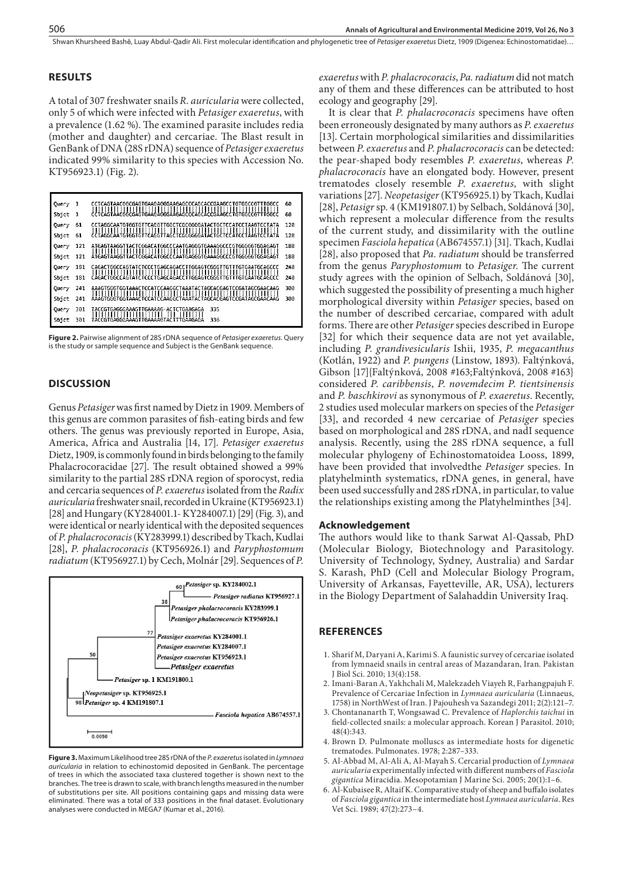## RESULTS

A total of 307 freshwater snails *R. auricularia* were collected, only 5 of which were infected with *Petasiger exaeretus*, with a prevalence (1.62 %). The examined parasite includes redia (mother and daughter) and cercariae. The Blast result in GenBank of DNA (28S rDNA) sequence of *Petasiger exaeretus* indicated 99% similarity to this species with Accession No. KT956923.1) (Fig. 2).

```
Query  1    CCTCAGTAACGGCGAGTGAAGAGGGAAGAGCCCAGCACCGAAGCCTGTGGCCGTTTGGCC  60
Sbjct  1    CCTCAGTAACGGCGAGTGAAGAGGGAAGAGCCCAGCACCGAAGCCTGTGGCCGTTTGGCC  60
Query  61   CCTAGGCAATGTGGTGTTCAGGTTGGCTCGCGGGGATACTGCTCCATCCTAAGTCCTATA  120
Sbjct  61   CCTAGGCAATGTGGTGTTCAGGTTAGCTCGCGGGGATACTGCTCCATCCTAAGTCCTATA  120
Query  121  ATGAGTAAGGTTACTCGGACATGGCCCAATGAGGGTGAAAGGCCCGTGGGGGTGGAGAGT  180
Sbjct  121  ATGAGTAAGGTTACTCGGACATGGCCCAATGAGGGTGAAAGGCCCGTGGGGGTGGAGAGT  180
Query  181  CAGACTGGCCAGTATCTCCCTGAGCAGACCTTGGAGTCGGGTTGTTTGTGAATGCAGCCC  240
Sbjct  181  CAGACTGGCCAGTATCTCCCTGAGCAGACCTTGGAGTCGGGTTGTTTGTGAATGCAGCCC  240
Query  241  AAAGTGGGTGGTAAACTCCATCCAAGGCTAAATACTAGCACGAGTCCGATAGCGAACAAG  300
Sbjct  241  AAAGTGGGTGGTAAACTCCATCCAAGGCTAAATACTAGCACGAGTCCGATAGCGAACAAG  300
Query  301  TACCGTGAGGGAAAGTTGAAAAG-ACTCTGAAGAGA  335
Sbjct  301  TACCGTGAGGGAAAGTTGAAAAGTACTTTGAAGAGA  336
```

**Figure 2.** Pairwise alignment of 28S rDNA sequence of *Petasiger exaeretus*. Query is the study or sample sequence and Subject is the GenBank sequence.

## DISCUSSION

Genus *Petasiger* was first named by Dietz in 1909. Members of this genus are common parasites of fish-eating birds and few others. The genus was previously reported in Europe, Asia, America, Africa and Australia [14, 17]. *Petasiger exaeretus* Dietz, 1909, is commonly found in birds belonging to the family Phalacrocoracidae [27]. The result obtained showed a 99% similarity to the partial 28S rRNA region of sporocyst, redia and cercaria sequences of *P. exaeretus* isolated from the *Radix auricularia* freshwater snail, recorded in Ukraine (KT956923.1) [28] and Hungary (KY284001.1- KY284007.1) [29] (Fig. 3), and were identical or nearly identical with the deposited sequences of *P. phalacrocoracis* (KY283999.1) described by Tkach, Kudlai [28], *P. phalacrocoracis* (KT956926.1) and *Paryphostomum radiatum* (KT956927.1) by Cech, Molnár [29]. Sequences of *P. exaeretus* with *P. phalacrocoracis*, *Pa. radiatum* did not match any of them and these differences can be attributed to host ecology and geography [29].

**Figure 3.** Maximum Likelihood tree 28S rDNA of the *P. exaeretus* isolated in *Lymnaea auricularia* in relation to echinostomid deposited in GenBank. The percentage of trees in which the associated taxa clustered together is shown next to the branches. The tree is drawn to scale, with branch lengths measured in the number of substitutions per site. All positions containing gaps and missing data were eliminated. There was a total of 333 positions in the final dataset. Evolutionary analyses were conducted in MEGA7 (Kumar et al., 2016).

It is clear that *P. phalacrocoracis* specimens have often been erroneously designated by many authors as *P. exaeretus* [13]. Certain morphological similarities and dissimilarities between *P. exaeretus* and *P. phalacrocoracis* can be detected: the pear-shaped body resembles *P. exaeretus*, whereas *P. phalacrocoracis* have an elongated body. However, present trematodes closely resemble *P. exaeretus*, with slight variations [27]. *Neopetasiger* (KT956925.1) by Tkach, Kudlai [28], *Petasigr* sp. 4 (KM191807.1) by Selbach, Soldánová [30], which represent a molecular difference from the results of the current study, and dissimilarity with the outline specimen *Fasciola hepatica* (AB674557.1) [31]. Tkach, Kudlai [28], also proposed that *Pa. radiatum* should be transferred from the genus *Paryphostomum* to *Petasiger*. The current study agrees with the opinion of Selbach, Soldánová [30], which suggested the possibility of presenting a much higher morphological diversity within *Petasiger* species, based on the number of described cercariae, compared with adult forms. There are other *Petasiger* species described in Europe [32] for which their sequence data are not yet available, including *P. grandivesicularis* Ishii, 1935, *P. megacanthus* (Kotlán, 1922) and *P. pungens* (Linstow, 1893). Faltýnková, Gibson [17]{Faltýnková, 2008 #163;Faltýnková, 2008 #163} considered *P. caribbensis*, *P. novemdecim P. tientsinensis* and *P. baschkirovi* as synonymous of *P. exaeretus*. Recently, 2 studies used molecular markers on species of the *Petasiger* [33], and recorded 4 new cercariae of *Petasiger* species based on morphological and 28S rDNA, and nadI sequence analysis. Recently, using the 28S rDNA sequence, a full molecular phylogeny of Echinostomatoidea Looss, 1899, have been provided that involvedthe *Petasiger* species. In platyhelminth systematics, rDNA genes, in general, have been used successfully and 28S rDNA, in particular, to value the relationships existing among the Platyhelminthes [34].

### Acknowledgement

The authors would like to thank Sarwat Al-Qassab, PhD (Molecular Biology, Biotechnology and Parasitology. University of Technology, Sydney, Australia) and Sardar S. Karash, PhD (Cell and Molecular Biology Program, University of Arkansas, Fayetteville, AR, USA), lecturers in the Biology Department of Salahaddin University Iraq.

## REFERENCES

1. Sharif M, Daryani A, Karimi S. A faunistic survey of cercariae isolated from lymnaeid snails in central areas of Mazandaran, Iran. Pakistan J Biol Sci. 2010; 13(4):158.
2. Imani-Baran A, Yakhchali M, Malekzadeh Viayeh R, Farhangpajuh F. Prevalence of Cercariae Infection in *Lymnaea auricularia* (Linnaeus, 1758) in NorthWest of Iran. J Pajouhesh va Sazandegi 2011; 2(2):121–7.
3. Chontananarth T, Wongsawad C. Prevalence of *Haplorchis taichui* in field-collected snails: a molecular approach. Korean J Parasitol. 2010; 48(4):343.
4. Brown D. Pulmonate molluscs as intermediate hosts for digenetic trematodes. Pulmonates. 1978; 2:287–333.
5. Al-Abbad M, Al-Ali A, Al-Mayah S. Cercarial production of *Lymnaea auricularia* experimentally infected with different numbers of *Fasciola gigantica* Miracidia. Mesopotamian J Marine Sci. 2005; 20(1):1–6.
6. Al-Kubaisee R, Altaif K. Comparative study of sheep and buffalo isolates of *Fasciola gigantica* in the intermediate host *Lymnaea auricularia*. Res Vet Sci. 1989; 47(2):273–4.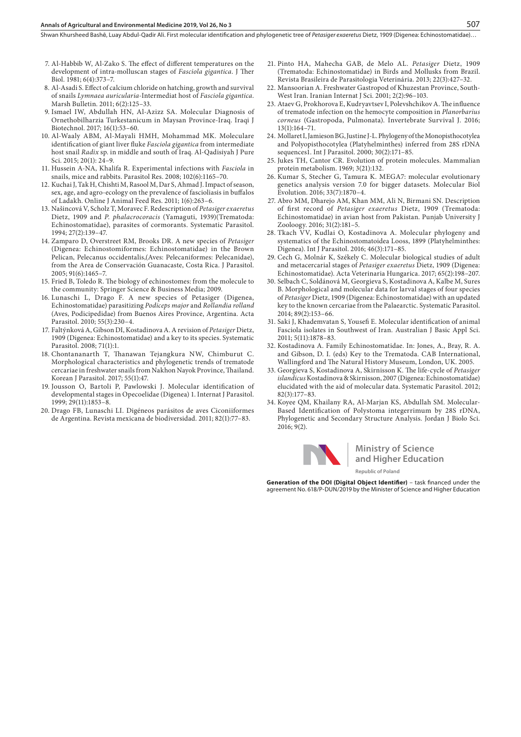7. Al-Habbib W, Al-Zako S. The effect of different temperatures on the development of intra-molluscan stages of *Fasciola gigantica*. J Ther Biol. 1981; 6(4):373–7.
8. Al-Asadi S. Effect of calcium chloride on hatching, growth and survival of snails *Lymnaea auricularia*-Intermediat host of *Fasciola gigantica*. Marsh Bulletin. 2011; 6(2):125–33.
9. Ismael IW, Abdullah HN, Al-Azizz SA. Molecular Diagnosis of Ornethobilharzia Turkestanicum in Maysan Province-Iraq. Iraqi J Biotechnol. 2017; 16(1):53–60.
10. Al-Waaly ABM, Al-Mayali HMH, Mohammad MK. Moleculare identification of giant liver fluke *Fasciola gigantica* from intermediate host snail *Radix* sp. in middle and south of Iraq. Al-Qadisiyah J Pure Sci. 2015; 20(1): 24–9.
11. Hussein A-NA, Khalifa R. Experimental infections with *Fasciola* in snails, mice and rabbits. Parasitol Res. 2008; 102(6):1165–70.
12. Kuchai J, Tak H, Chishti M, Rasool M, Dar S, Ahmad J. Impact of season, sex, age, and agro-ecology on the prevalence of fascioliasis in buffalos of Ladakh. Online J Animal Feed Res. 2011; 1(6):263–6.
13. Našincová V, Scholz T, Moravec F. Redescription of *Petasiger exaeretus* Dietz, 1909 and *P. phalacrocoracis* (Yamaguti, 1939)(Trematoda: Echinostomatidae), parasites of cormorants. Systematic Parasitol. 1994; 27(2):139–47.
14. Zamparo D, Overstreet RM, Brooks DR. A new species of *Petasiger* (Digenea: Echinostomiformes: Echinostomatidae) in the Brown Pelican, Pelecanus occidentalis,(Aves: Pelecaniformes: Pelecanidae), from the Area de Conservación Guanacaste, Costa Rica. J Parasitol. 2005; 91(6):1465–7.
15. Fried B, Toledo R. The biology of echinostomes: from the molecule to the community: Springer Science & Business Media; 2009.
16. Lunaschi L, Drago F. A new species of Petasiger (Digenea, Echinostomatidae) parasitizing *Podiceps major* and *Rollandia rolland* (Aves, Podicipedidae) from Buenos Aires Province, Argentina. Acta Parasitol. 2010; 55(3):230–4.
17. Faltýnková A, Gibson DI, Kostadinova A. A revision of *Petasiger* Dietz, 1909 (Digenea: Echinostomatidae) and a key to its species. Systematic Parasitol. 2008; 71(1):1.
18. Chontananarth T, Thanawan Tejangkura NW, Chimburut C. Morphological characteristics and phylogenetic trends of trematode cercariae in freshwater snails from Nakhon Nayok Province, Thailand. Korean J Parasitol. 2017; 55(1):47.
19. Jousson O, Bartoli P, Pawlowski J. Molecular identification of developmental stages in Opecoelidae (Digenea) 1. Internat J Parasitol. 1999; 29(11):1853–8.
20. Drago FB, Lunaschi LI. Digéneos parásitos de aves Ciconiiformes de Argentina. Revista mexicana de biodiversidad. 2011; 82(1):77–83.
21. Pinto HA, Mahecha GAB, de Melo AL. *Petasiger* Dietz, 1909 (Trematoda: Echinostomatidae) in Birds and Mollusks from Brazil. Revista Brasileira de Parasitologia Veterinária. 2013; 22(3):427–32.
22. Mansoorian A. Freshwater Gastropod of Khuzestan Province, South-West Iran. Iranian Internat J Sci. 2001; 2(2):96–103.
23. Ataev G, Prokhorova E, Kudryavtsev I, Polevshchikov A. The influence of trematode infection on the hemocyte composition in *Planorbarius corneus* (Gastropoda, Pulmonata). Invertebrate Survival J. 2016; 13(1):164–71.
24. Mollaret I, Jamieson BG, Justine J-L. Phylogeny of the Monopisthocotylea and Polyopisthocotylea (Platyhelminthes) inferred from 28S rDNA sequences1. Int J Parasitol. 2000; 30(2):171–85.
25. Jukes TH, Cantor CR. Evolution of protein molecules. Mammalian protein metabolism. 1969; 3(21):132.
26. Kumar S, Stecher G, Tamura K. MEGA7: molecular evolutionary genetics analysis version 7.0 for bigger datasets. Molecular Biol Evolution. 2016; 33(7):1870–4.
27. Abro MM, Dharejo AM, Khan MM, Ali N, Birmani SN. Description of first record of *Petasiger exaeretus* Dietz, 1909 (Trematoda: Echinostomatidae) in avian host from Pakistan. Punjab University J Zooloogy. 2016; 31(2):181–5.
28. Tkach VV, Kudlai O, Kostadinova A. Molecular phylogeny and systematics of the Echinostomatoidea Looss, 1899 (Platyhelminthes: Digenea). Int J Parasitol. 2016; 46(3):171–85.
29. Cech G, Molnár K, Székely C. Molecular biological studies of adult and metacercarial stages of *Petasiger exaeretus* Dietz, 1909 (Digenea: Echinostomatidae). Acta Veterinaria Hungarica. 2017; 65(2):198–207.
30. Selbach C, Soldánová M, Georgieva S, Kostadinova A, Kalbe M, Sures B. Morphological and molecular data for larval stages of four species of *Petasiger* Dietz, 1909 (Digenea: Echinostomatidae) with an updated key to the known cercariae from the Palaearctic. Systematic Parasitol. 2014; 89(2):153–66.
31. Saki J, Khademvatan S, Yousefi E. Molecular identification of animal Fasciola isolates in Southwest of Iran. Australian J Basic Appl Sci. 2011; 5(11):1878–83.
32. Kostadinova A. Family Echinostomatidae. In: Jones, A., Bray, R. A. and Gibson, D. I. (eds) Key to the Trematoda. CAB International, Wallingford and The Natural History Museum, London, UK. 2005.
33. Georgieva S, Kostadinova A, Skirnisson K. The life-cycle of *Petasiger islandicus* Kostadinova & Skirnisson, 2007 (Digenea: Echinostomatidae) elucidated with the aid of molecular data. Systematic Parasitol. 2012; 82(3):177–83.
34. Koyee QM, Khailany RA, Al-Marjan KS, Abdullah SM. Molecular-Based Identification of Polystoma integerrimum by 28S rDNA, Phylogenetic and Secondary Structure Analysis. Jordan J Biolo Sci. 2016; 9(2).

**Ministry of Science and Higher Education**
Republic of Poland

**Generation of the DOI (Digital Object Identifier)** – task financed under the agreement No. 618/P-DUN/2019 by the Minister of Science and Higher Education